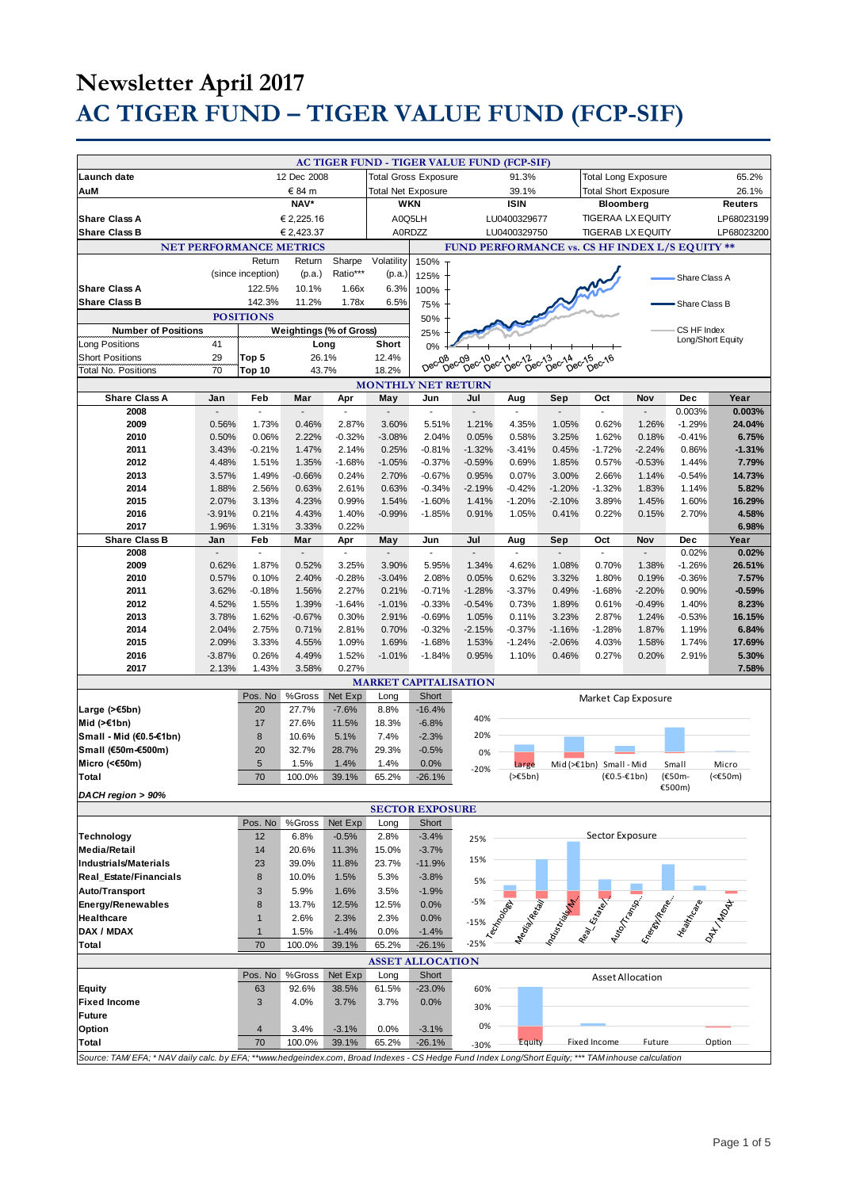# Newsletter April 2017

# AC TIGER FUND – TIGER VALUE FUND (FCP-SIF)

## AC TIGER FUND - TIGER VALUE FUND (FCP-SIF)

| | | | | | | |
|---|---|---|---|---|---|---|
| Launch date | 12 Dec 2008 | Total Gross Exposure | | 91.3% | Total Long Exposure | 65.2% |
| AuM | € 84 m | Total Net Exposure | | 39.1% | Total Short Exposure | 26.1% |
| | NAV* | WKN | ISIN | | Bloomberg | Reuters |
| Share Class A | € 2,225.16 | A0Q5LH | LU0400329677 | | TIGERAA LX EQUITY | LP68023199 |
| Share Class B | € 2,423.37 | A0RDZZ | LU0400329750 | | TIGERAB LX EQUITY | LP68023200 |

### NET PERFORMANCE METRICS

| | Return (since inception) | Return (p.a.) | Sharpe Ratio*** | Volatility (p.a.) |
|---|---|---|---|---|
| Share Class A | 122.5% | 10.1% | 1.66x | 6.3% |
| Share Class B | 142.3% | 11.2% | 1.78x | 6.5% |

### FUND PERFORMANCE vs. CS HF INDEX L/S EQUITY **

Legend: Share Class A, Share Class B, CS HF Index Long/Short Equity

### POSITIONS

| Number of Positions | | Weightings (% of Gross) | Long | Short |
|---|---|---|---|---|
| Long Positions | 41 | | | |
| Short Positions | 29 | Top 5 | 26.1% | 12.4% |
| Total No. Positions | 70 | Top 10 | 43.7% | 18.2% |

### MONTHLY NET RETURN

| Share Class A | Jan | Feb | Mar | Apr | May | Jun | Jul | Aug | Sep | Oct | Nov | Dec | Year |
|---|---|---|---|---|---|---|---|---|---|---|---|---|---|
| 2008 | - | - | - | - | - | - | - | - | - | - | - | 0.003% | **0.003%** |
| 2009 | 0.56% | 1.73% | 0.46% | 2.87% | 3.60% | 5.51% | 1.21% | 4.35% | 1.05% | 0.62% | 1.26% | -1.29% | **24.04%** |
| 2010 | 0.50% | 0.06% | 2.22% | -0.32% | -3.08% | 2.04% | 0.05% | 0.58% | 3.25% | 1.62% | 0.18% | -0.41% | **6.75%** |
| 2011 | 3.43% | -0.21% | 1.47% | 2.14% | 0.25% | -0.81% | -1.32% | -3.41% | 0.45% | -1.72% | -2.24% | 0.86% | **-1.31%** |
| 2012 | 4.48% | 1.51% | 1.35% | -1.68% | -1.05% | -0.37% | -0.59% | 0.69% | 1.85% | 0.57% | -0.53% | 1.44% | **7.79%** |
| 2013 | 3.57% | 1.49% | -0.66% | 0.24% | 2.70% | -0.67% | 0.95% | 0.07% | 3.00% | 2.66% | 1.14% | -0.54% | **14.73%** |
| 2014 | 1.88% | 2.56% | 0.63% | 2.61% | 0.63% | -0.34% | -2.19% | -0.42% | -1.20% | -1.32% | 1.83% | 1.14% | **5.82%** |
| 2015 | 2.07% | 3.13% | 4.23% | 0.99% | 1.54% | -1.60% | 1.41% | -1.20% | -2.10% | 3.89% | 1.45% | 1.60% | **16.29%** |
| 2016 | -3.91% | 0.21% | 4.43% | 1.40% | -0.99% | -1.85% | 0.91% | 1.05% | 0.41% | 0.22% | 0.15% | 2.70% | **4.58%** |
| 2017 | 1.96% | 1.31% | 3.33% | 0.22% | | | | | | | | | **6.98%** |

| Share Class B | Jan | Feb | Mar | Apr | May | Jun | Jul | Aug | Sep | Oct | Nov | Dec | Year |
|---|---|---|---|---|---|---|---|---|---|---|---|---|---|
| 2008 | - | - | - | - | - | - | - | - | - | - | - | 0.02% | **0.02%** |
| 2009 | 0.62% | 1.87% | 0.52% | 3.25% | 3.90% | 5.95% | 1.34% | 4.62% | 1.08% | 0.70% | 1.38% | -1.26% | **26.51%** |
| 2010 | 0.57% | 0.10% | 2.40% | -0.28% | -3.04% | 2.08% | 0.05% | 0.62% | 3.32% | 1.80% | 0.19% | -0.36% | **7.57%** |
| 2011 | 3.62% | -0.18% | 1.56% | 2.27% | 0.21% | -0.71% | -1.28% | -3.37% | 0.49% | -1.68% | -2.20% | 0.90% | **-0.59%** |
| 2012 | 4.52% | 1.55% | 1.39% | -1.64% | -1.01% | -0.33% | -0.54% | 0.73% | 1.89% | 0.61% | -0.49% | 1.40% | **8.23%** |
| 2013 | 3.78% | 1.62% | -0.67% | 0.30% | 2.91% | -0.69% | 1.05% | 0.11% | 3.23% | 2.87% | 1.24% | -0.53% | **16.15%** |
| 2014 | 2.04% | 2.75% | 0.71% | 2.81% | 0.70% | -0.32% | -2.15% | -0.37% | -1.16% | -1.28% | 1.87% | 1.19% | **6.84%** |
| 2015 | 2.09% | 3.33% | 4.55% | 1.09% | 1.69% | -1.68% | 1.53% | -1.24% | -2.06% | 4.03% | 1.58% | 1.74% | **17.69%** |
| 2016 | -3.87% | 0.26% | 4.49% | 1.52% | -1.01% | -1.84% | 0.95% | 1.10% | 0.46% | 0.27% | 0.20% | 2.91% | **5.30%** |
| 2017 | 2.13% | 1.43% | 3.58% | 0.27% | | | | | | | | | **7.58%** |

### MARKET CAPITALISATION

| | Pos. No | %Gross | Net Exp | Long | Short |
|---|---|---|---|---|---|
| **Large (>€5bn)** | 20 | 27.7% | -7.6% | 8.8% | -16.4% |
| **Mid (>€1bn)** | 17 | 27.6% | 11.5% | 18.3% | -6.8% |
| **Small - Mid (€0.5-€1bn)** | 8 | 10.6% | 5.1% | 7.4% | -2.3% |
| **Small (€50m-€500m)** | 20 | 32.7% | 28.7% | 29.3% | -0.5% |
| **Micro (<€50m)** | 5 | 1.5% | 1.4% | 1.4% | 0.0% |
| **Total** | 70 | 100.0% | 39.1% | 65.2% | -26.1% |

***DACH region > 90%***

### SECTOR EXPOSURE

| | Pos. No | %Gross | Net Exp | Long | Short |
|---|---|---|---|---|---|
| **Technology** | 12 | 6.8% | -0.5% | 2.8% | -3.4% |
| **Media/Retail** | 14 | 20.6% | 11.3% | 15.0% | -3.7% |
| **Industrials/Materials** | 23 | 39.0% | 11.8% | 23.7% | -11.9% |
| **Real_Estate/Financials** | 8 | 10.0% | 1.5% | 5.3% | -3.8% |
| **Auto/Transport** | 3 | 5.9% | 1.6% | 3.5% | -1.9% |
| **Energy/Renewables** | 8 | 13.7% | 12.5% | 12.5% | 0.0% |
| **Healthcare** | 1 | 2.6% | 2.3% | 2.3% | 0.0% |
| **DAX / MDAX** | 1 | 1.5% | -1.4% | 0.0% | -1.4% |
| **Total** | 70 | 100.0% | 39.1% | 65.2% | -26.1% |

### ASSET ALLOCATION

| | Pos. No | %Gross | Net Exp | Long | Short |
|---|---|---|---|---|---|
| **Equity** | 63 | 92.6% | 38.5% | 61.5% | -23.0% |
| **Fixed Income** | 3 | 4.0% | 3.7% | 3.7% | 0.0% |
| **Future** | | | | | |
| **Option** | 4 | 3.4% | -3.1% | 0.0% | -3.1% |
| **Total** | 70 | 100.0% | 39.1% | 65.2% | -26.1% |

*Source: TAM/ EFA; * NAV daily calc. by EFA; **www.hedgeindex.com, Broad Indexes - CS Hedge Fund Index Long/Short Equity; *** TAM inhouse calculation*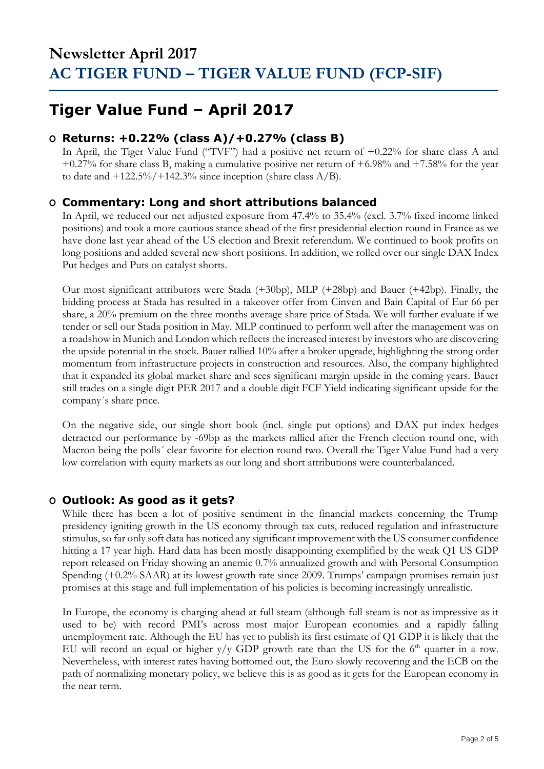# Newsletter April 2017
## AC TIGER FUND – TIGER VALUE FUND (FCP-SIF)

# Tiger Value Fund – April 2017

### o Returns: +0.22% (class A)/+0.27% (class B)

In April, the Tiger Value Fund ("TVF") had a positive net return of +0.22% for share class A and +0.27% for share class B, making a cumulative positive net return of +6.98% and +7.58% for the year to date and +122.5%/+142.3% since inception (share class A/B).

### o Commentary: Long and short attributions balanced

In April, we reduced our net adjusted exposure from 47.4% to 35.4% (excl. 3.7% fixed income linked positions) and took a more cautious stance ahead of the first presidential election round in France as we have done last year ahead of the US election and Brexit referendum. We continued to book profits on long positions and added several new short positions. In addition, we rolled over our single DAX Index Put hedges and Puts on catalyst shorts.

Our most significant attributors were Stada (+30bp), MLP (+28bp) and Bauer (+42bp). Finally, the bidding process at Stada has resulted in a takeover offer from Cinven and Bain Capital of Eur 66 per share, a 20% premium on the three months average share price of Stada. We will further evaluate if we tender or sell our Stada position in May. MLP continued to perform well after the management was on a roadshow in Munich and London which reflects the increased interest by investors who are discovering the upside potential in the stock. Bauer rallied 10% after a broker upgrade, highlighting the strong order momentum from infrastructure projects in construction and resources. Also, the company highlighted that it expanded its global market share and sees significant margin upside in the coming years. Bauer still trades on a single digit PER 2017 and a double digit FCF Yield indicating significant upside for the company´s share price.

On the negative side, our single short book (incl. single put options) and DAX put index hedges detracted our performance by -69bp as the markets rallied after the French election round one, with Macron being the polls´ clear favorite for election round two. Overall the Tiger Value Fund had a very low correlation with equity markets as our long and short attributions were counterbalanced.

### o Outlook: As good as it gets?

While there has been a lot of positive sentiment in the financial markets concerning the Trump presidency igniting growth in the US economy through tax cuts, reduced regulation and infrastructure stimulus, so far only soft data has noticed any significant improvement with the US consumer confidence hitting a 17 year high. Hard data has been mostly disappointing exemplified by the weak Q1 US GDP report released on Friday showing an anemic 0.7% annualized growth and with Personal Consumption Spending (+0.2% SAAR) at its lowest growth rate since 2009. Trumps' campaign promises remain just promises at this stage and full implementation of his policies is becoming increasingly unrealistic.

In Europe, the economy is charging ahead at full steam (although full steam is not as impressive as it used to be) with record PMI's across most major European economies and a rapidly falling unemployment rate. Although the EU has yet to publish its first estimate of Q1 GDP it is likely that the EU will record an equal or higher y/y GDP growth rate than the US for the 6th quarter in a row. Nevertheless, with interest rates having bottomed out, the Euro slowly recovering and the ECB on the path of normalizing monetary policy, we believe this is as good as it gets for the European economy in the near term.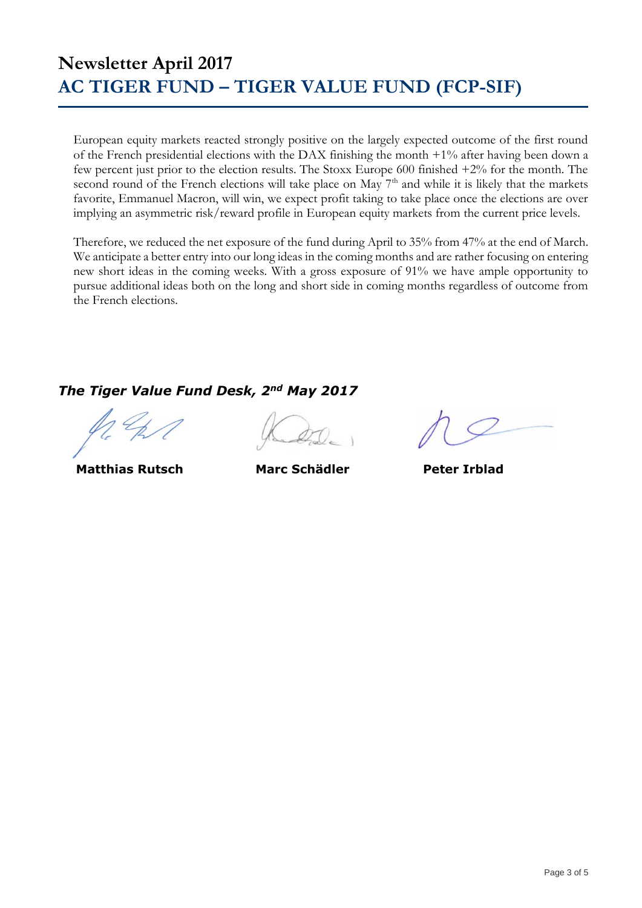# Newsletter April 2017
## AC TIGER FUND – TIGER VALUE FUND (FCP-SIF)

European equity markets reacted strongly positive on the largely expected outcome of the first round of the French presidential elections with the DAX finishing the month +1% after having been down a few percent just prior to the election results. The Stoxx Europe 600 finished +2% for the month. The second round of the French elections will take place on May 7th and while it is likely that the markets favorite, Emmanuel Macron, will win, we expect profit taking to take place once the elections are over implying an asymmetric risk/reward profile in European equity markets from the current price levels.

Therefore, we reduced the net exposure of the fund during April to 35% from 47% at the end of March. We anticipate a better entry into our long ideas in the coming months and are rather focusing on entering new short ideas in the coming weeks. With a gross exposure of 91% we have ample opportunity to pursue additional ideas both on the long and short side in coming months regardless of outcome from the French elections.

***The Tiger Value Fund Desk, 2nd May 2017***

**Matthias Rutsch** **Marc Schädler** **Peter Irblad**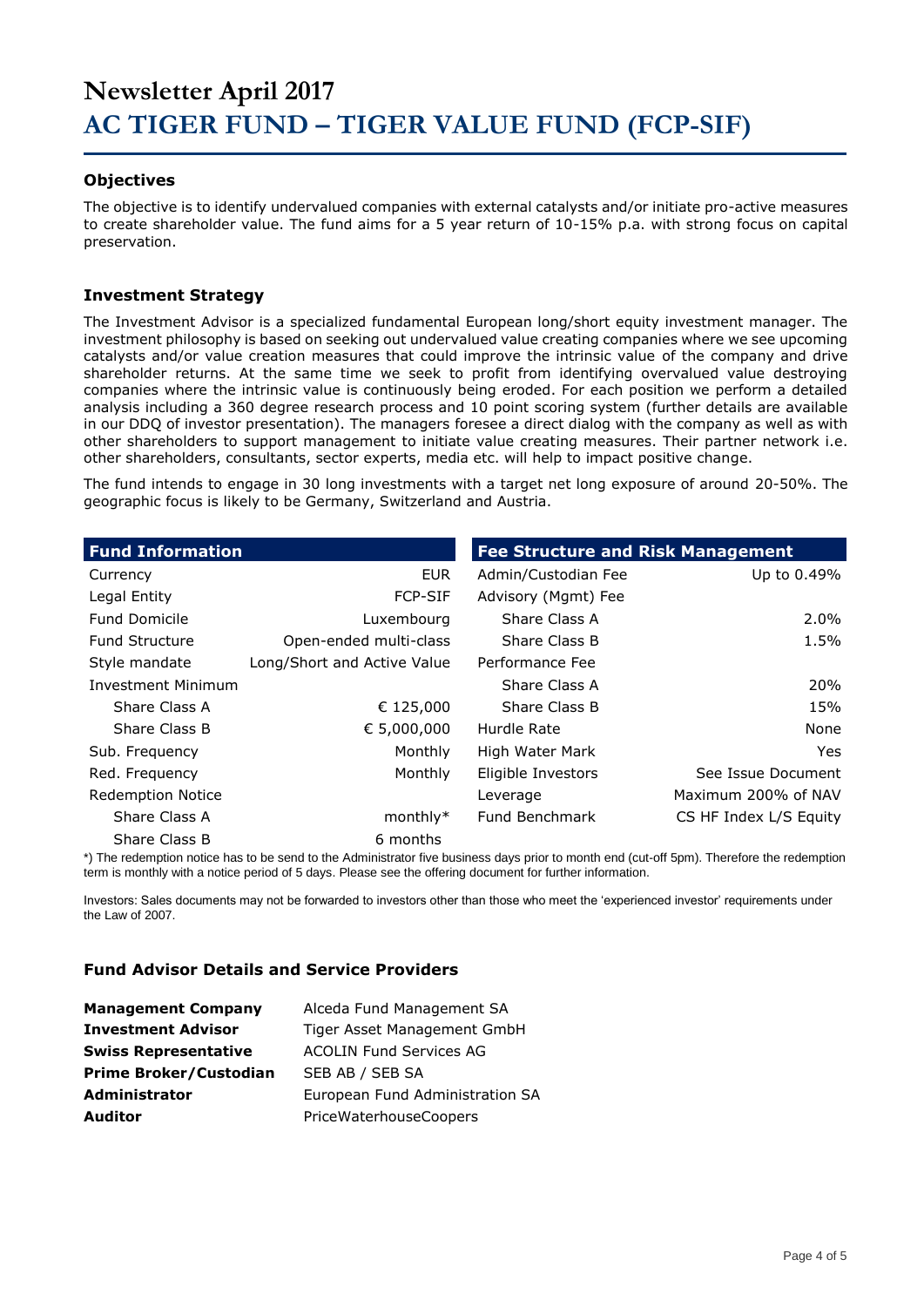# Newsletter April 2017

# AC TIGER FUND – TIGER VALUE FUND (FCP-SIF)

### Objectives

The objective is to identify undervalued companies with external catalysts and/or initiate pro-active measures to create shareholder value. The fund aims for a 5 year return of 10-15% p.a. with strong focus on capital preservation.

### Investment Strategy

The Investment Advisor is a specialized fundamental European long/short equity investment manager. The investment philosophy is based on seeking out undervalued value creating companies where we see upcoming catalysts and/or value creation measures that could improve the intrinsic value of the company and drive shareholder returns. At the same time we seek to profit from identifying overvalued value destroying companies where the intrinsic value is continuously being eroded. For each position we perform a detailed analysis including a 360 degree research process and 10 point scoring system (further details are available in our DDQ of investor presentation). The managers foresee a direct dialog with the company as well as with other shareholders to support management to initiate value creating measures. Their partner network i.e. other shareholders, consultants, sector experts, media etc. will help to impact positive change.

The fund intends to engage in 30 long investments with a target net long exposure of around 20-50%. The geographic focus is likely to be Germany, Switzerland and Austria.

| Fund Information | |
|---|---|
| Currency | EUR |
| Legal Entity | FCP-SIF |
| Fund Domicile | Luxembourg |
| Fund Structure | Open-ended multi-class |
| Style mandate | Long/Short and Active Value |
| Investment Minimum | |
| Share Class A | € 125,000 |
| Share Class B | € 5,000,000 |
| Sub. Frequency | Monthly |
| Red. Frequency | Monthly |
| Redemption Notice | |
| Share Class A | monthly* |
| Share Class B | 6 months |

| Fee Structure and Risk Management | |
|---|---|
| Admin/Custodian Fee | Up to 0.49% |
| Advisory (Mgmt) Fee | |
| Share Class A | 2.0% |
| Share Class B | 1.5% |
| Performance Fee | |
| Share Class A | 20% |
| Share Class B | 15% |
| Hurdle Rate | None |
| High Water Mark | Yes |
| Eligible Investors | See Issue Document |
| Leverage | Maximum 200% of NAV |
| Fund Benchmark | CS HF Index L/S Equity |

*) The redemption notice has to be send to the Administrator five business days prior to month end (cut-off 5pm). Therefore the redemption term is monthly with a notice period of 5 days. Please see the offering document for further information.

Investors: Sales documents may not be forwarded to investors other than those who meet the 'experienced investor' requirements under the Law of 2007.

### Fund Advisor Details and Service Providers

| | |
|---|---|
| **Management Company** | Alceda Fund Management SA |
| **Investment Advisor** | Tiger Asset Management GmbH |
| **Swiss Representative** | ACOLIN Fund Services AG |
| **Prime Broker/Custodian** | SEB AB / SEB SA |
| **Administrator** | European Fund Administration SA |
| **Auditor** | PriceWaterhouseCoopers |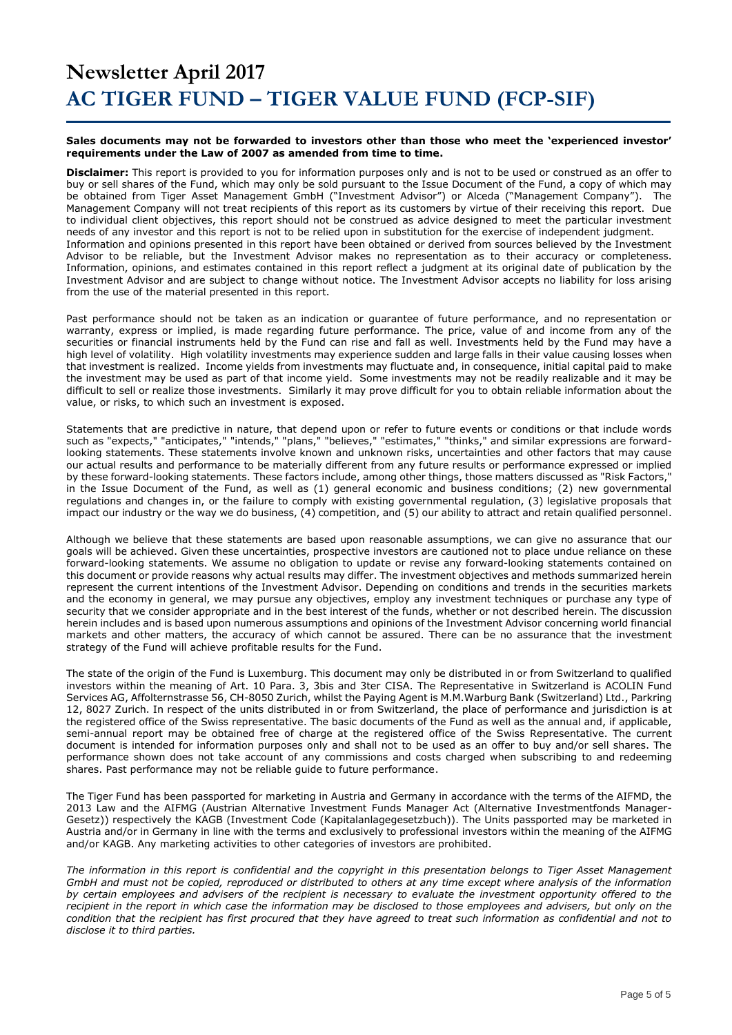# Newsletter April 2017

# AC TIGER FUND – TIGER VALUE FUND (FCP-SIF)

**Sales documents may not be forwarded to investors other than those who meet the 'experienced investor' requirements under the Law of 2007 as amended from time to time.**

**Disclaimer:** This report is provided to you for information purposes only and is not to be used or construed as an offer to buy or sell shares of the Fund, which may only be sold pursuant to the Issue Document of the Fund, a copy of which may be obtained from Tiger Asset Management GmbH ("Investment Advisor") or Alceda ("Management Company"). The Management Company will not treat recipients of this report as its customers by virtue of their receiving this report. Due to individual client objectives, this report should not be construed as advice designed to meet the particular investment needs of any investor and this report is not to be relied upon in substitution for the exercise of independent judgment. Information and opinions presented in this report have been obtained or derived from sources believed by the Investment Advisor to be reliable, but the Investment Advisor makes no representation as to their accuracy or completeness. Information, opinions, and estimates contained in this report reflect a judgment at its original date of publication by the Investment Advisor and are subject to change without notice. The Investment Advisor accepts no liability for loss arising from the use of the material presented in this report.

Past performance should not be taken as an indication or guarantee of future performance, and no representation or warranty, express or implied, is made regarding future performance. The price, value of and income from any of the securities or financial instruments held by the Fund can rise and fall as well. Investments held by the Fund may have a high level of volatility. High volatility investments may experience sudden and large falls in their value causing losses when that investment is realized. Income yields from investments may fluctuate and, in consequence, initial capital paid to make the investment may be used as part of that income yield. Some investments may not be readily realizable and it may be difficult to sell or realize those investments. Similarly it may prove difficult for you to obtain reliable information about the value, or risks, to which such an investment is exposed.

Statements that are predictive in nature, that depend upon or refer to future events or conditions or that include words such as "expects," "anticipates," "intends," "plans," "believes," "estimates," "thinks," and similar expressions are forward-looking statements. These statements involve known and unknown risks, uncertainties and other factors that may cause our actual results and performance to be materially different from any future results or performance expressed or implied by these forward-looking statements. These factors include, among other things, those matters discussed as "Risk Factors," in the Issue Document of the Fund, as well as (1) general economic and business conditions; (2) new governmental regulations and changes in, or the failure to comply with existing governmental regulation, (3) legislative proposals that impact our industry or the way we do business, (4) competition, and (5) our ability to attract and retain qualified personnel.

Although we believe that these statements are based upon reasonable assumptions, we can give no assurance that our goals will be achieved. Given these uncertainties, prospective investors are cautioned not to place undue reliance on these forward-looking statements. We assume no obligation to update or revise any forward-looking statements contained on this document or provide reasons why actual results may differ. The investment objectives and methods summarized herein represent the current intentions of the Investment Advisor. Depending on conditions and trends in the securities markets and the economy in general, we may pursue any objectives, employ any investment techniques or purchase any type of security that we consider appropriate and in the best interest of the funds, whether or not described herein. The discussion herein includes and is based upon numerous assumptions and opinions of the Investment Advisor concerning world financial markets and other matters, the accuracy of which cannot be assured. There can be no assurance that the investment strategy of the Fund will achieve profitable results for the Fund.

The state of the origin of the Fund is Luxemburg. This document may only be distributed in or from Switzerland to qualified investors within the meaning of Art. 10 Para. 3, 3bis and 3ter CISA. The Representative in Switzerland is ACOLIN Fund Services AG, Affolternstrasse 56, CH-8050 Zurich, whilst the Paying Agent is M.M.Warburg Bank (Switzerland) Ltd., Parkring 12, 8027 Zurich. In respect of the units distributed in or from Switzerland, the place of performance and jurisdiction is at the registered office of the Swiss representative. The basic documents of the Fund as well as the annual and, if applicable, semi-annual report may be obtained free of charge at the registered office of the Swiss Representative. The current document is intended for information purposes only and shall not to be used as an offer to buy and/or sell shares. The performance shown does not take account of any commissions and costs charged when subscribing to and redeeming shares. Past performance may not be reliable guide to future performance.

The Tiger Fund has been passported for marketing in Austria and Germany in accordance with the terms of the AIFMD, the 2013 Law and the AIFMG (Austrian Alternative Investment Funds Manager Act (Alternative Investmentfonds Manager-Gesetz)) respectively the KAGB (Investment Code (Kapitalanlagegesetzbuch)). The Units passported may be marketed in Austria and/or in Germany in line with the terms and exclusively to professional investors within the meaning of the AIFMG and/or KAGB. Any marketing activities to other categories of investors are prohibited.

*The information in this report is confidential and the copyright in this presentation belongs to Tiger Asset Management GmbH and must not be copied, reproduced or distributed to others at any time except where analysis of the information by certain employees and advisers of the recipient is necessary to evaluate the investment opportunity offered to the recipient in the report in which case the information may be disclosed to those employees and advisers, but only on the condition that the recipient has first procured that they have agreed to treat such information as confidential and not to disclose it to third parties.*